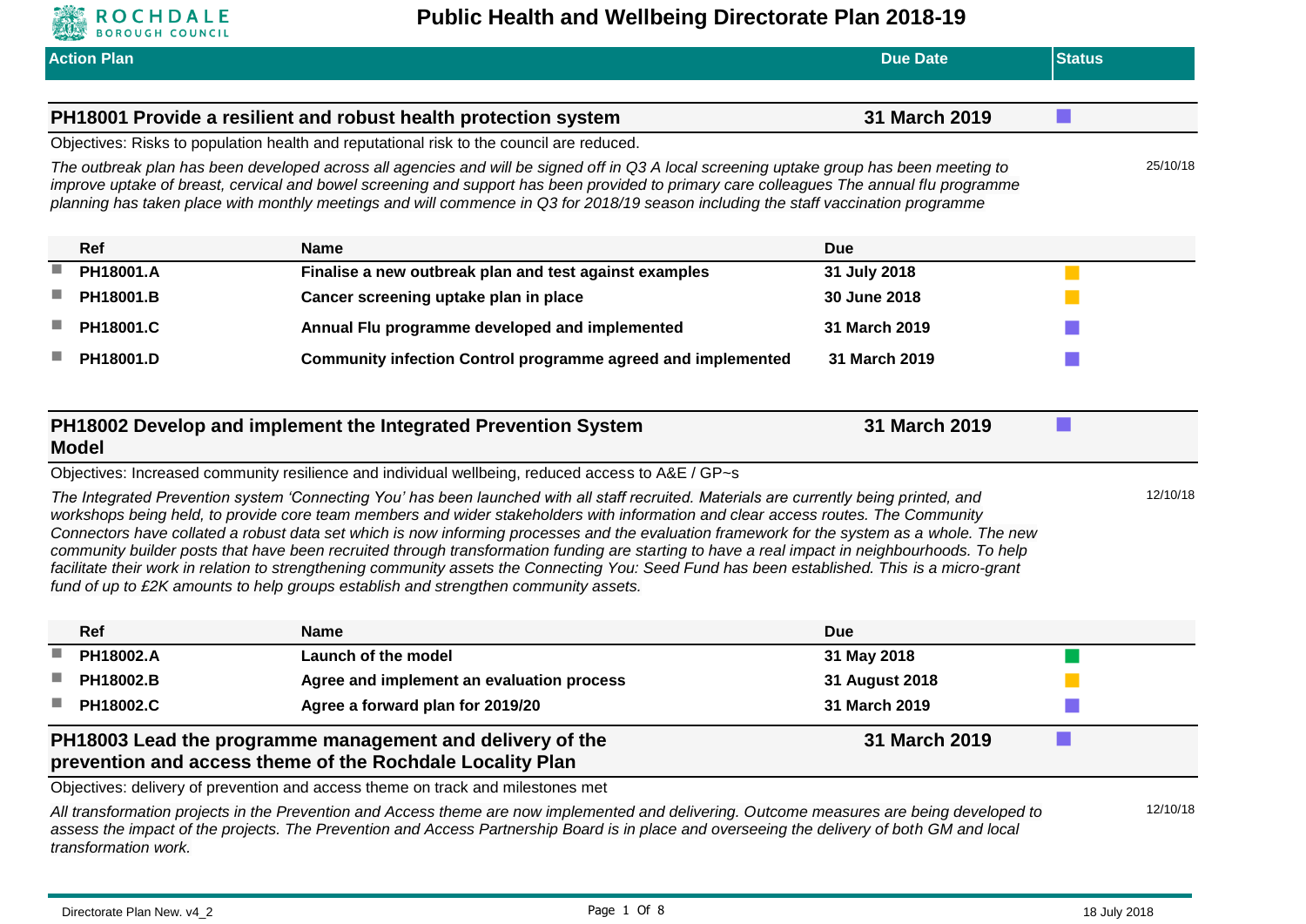# Public Health and Wellbeing Directorate Plan 2018-19

| Action Plan | Due Date | Status |
|---|---|---|

## PH18001 Provide a resilient and robust health protection system

**Due Date:** 31 March 2019

Objectives: Risks to population health and reputational risk to the council are reduced.

*The outbreak plan has been developed across all agencies and will be signed off in Q3 A local screening uptake group has been meeting to improve uptake of breast, cervical and bowel screening and support has been provided to primary care colleagues The annual flu programme planning has taken place with monthly meetings and will commence in Q3 for 2018/19 season including the staff vaccination programme*

25/10/18

| Ref | Name | Due |
|---|---|---|
| PH18001.A | Finalise a new outbreak plan and test against examples | 31 July 2018 |
| PH18001.B | Cancer screening uptake plan in place | 30 June 2018 |
| PH18001.C | Annual Flu programme developed and implemented | 31 March 2019 |
| PH18001.D | Community infection Control programme agreed and implemented | 31 March 2019 |

## PH18002 Develop and implement the Integrated Prevention System Model

**Due Date:** 31 March 2019

Objectives: Increased community resilience and individual wellbeing, reduced access to A&E / GP~s

*The Integrated Prevention system 'Connecting You' has been launched with all staff recruited. Materials are currently being printed, and workshops being held, to provide core team members and wider stakeholders with information and clear access routes. The Community Connectors have collated a robust data set which is now informing processes and the evaluation framework for the system as a whole. The new community builder posts that have been recruited through transformation funding are starting to have a real impact in neighbourhoods. To help facilitate their work in relation to strengthening community assets the Connecting You: Seed Fund has been established. This is a micro-grant fund of up to £2K amounts to help groups establish and strengthen community assets.*

12/10/18

| Ref | Name | Due |
|---|---|---|
| PH18002.A | Launch of the model | 31 May 2018 |
| PH18002.B | Agree and implement an evaluation process | 31 August 2018 |
| PH18002.C | Agree a forward plan for 2019/20 | 31 March 2019 |

## PH18003 Lead the programme management and delivery of the prevention and access theme of the Rochdale Locality Plan

**Due Date:** 31 March 2019

Objectives: delivery of prevention and access theme on track and milestones met

*All transformation projects in the Prevention and Access theme are now implemented and delivering. Outcome measures are being developed to assess the impact of the projects. The Prevention and Access Partnership Board is in place and overseeing the delivery of both GM and local transformation work.*

12/10/18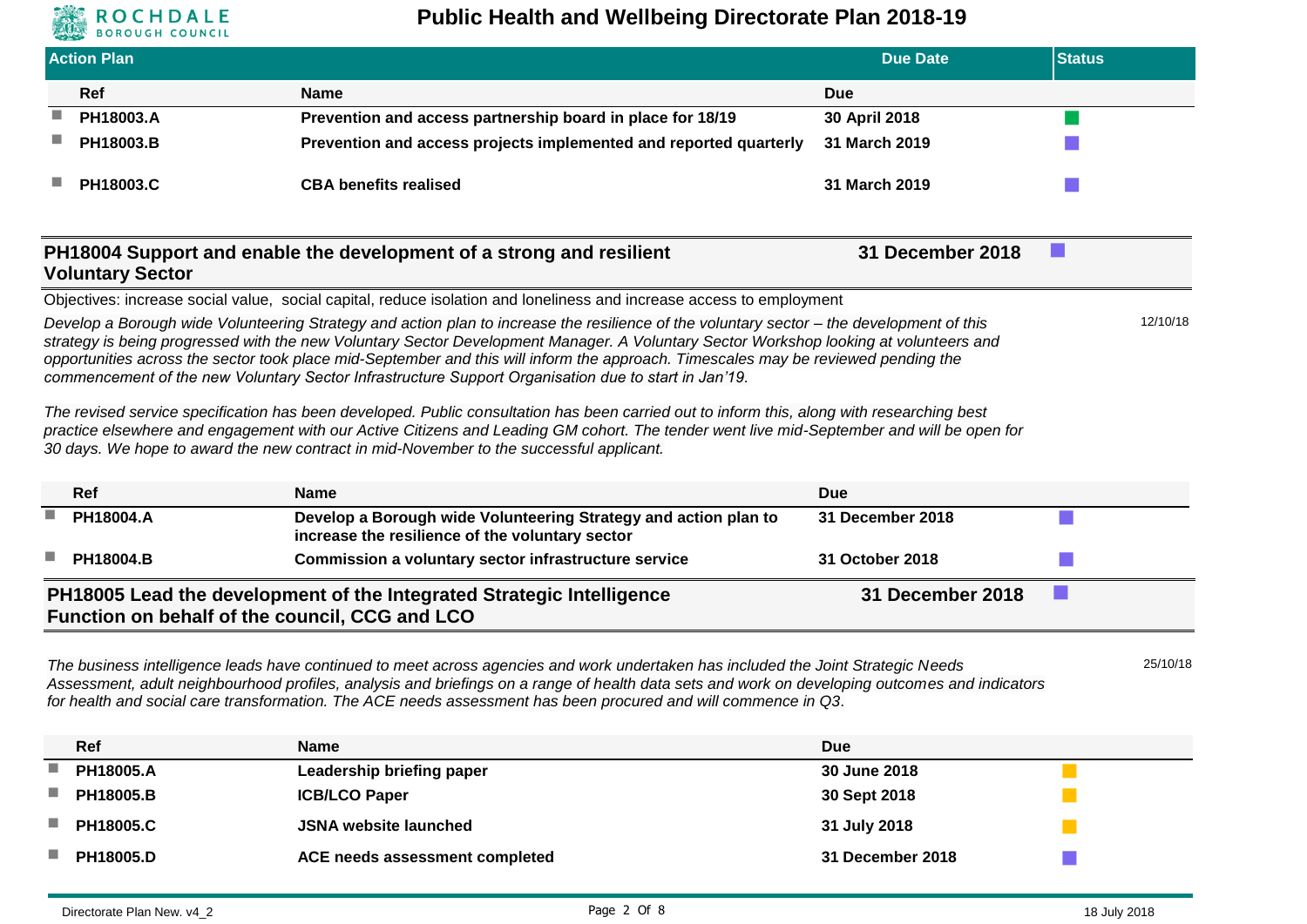## Action Plan

| Ref | Name | Due | Status |
|---|---|---|---|
| PH18003.A | Prevention and access partnership board in place for 18/19 | 30 April 2018 | |
| PH18003.B | Prevention and access projects implemented and reported quarterly | 31 March 2019 | |
| PH18003.C | CBA benefits realised | 31 March 2019 | |

## PH18004 Support and enable the development of a strong and resilient Voluntary Sector

**31 December 2018**

Objectives: increase social value, social capital, reduce isolation and loneliness and increase access to employment

*Develop a Borough wide Volunteering Strategy and action plan to increase the resilience of the voluntary sector – the development of this strategy is being progressed with the new Voluntary Sector Development Manager. A Voluntary Sector Workshop looking at volunteers and opportunities across the sector took place mid-September and this will inform the approach. Timescales may be reviewed pending the commencement of the new Voluntary Sector Infrastructure Support Organisation due to start in Jan'19.*

12/10/18

*The revised service specification has been developed. Public consultation has been carried out to inform this, along with researching best practice elsewhere and engagement with our Active Citizens and Leading GM cohort. The tender went live mid-September and will be open for 30 days. We hope to award the new contract in mid-November to the successful applicant.*

| Ref | Name | Due | Status |
|---|---|---|---|
| PH18004.A | Develop a Borough wide Volunteering Strategy and action plan to increase the resilience of the voluntary sector | 31 December 2018 | |
| PH18004.B | Commission a voluntary sector infrastructure service | 31 October 2018 | |

## PH18005 Lead the development of the Integrated Strategic Intelligence Function on behalf of the council, CCG and LCO

**31 December 2018**

*The business intelligence leads have continued to meet across agencies and work undertaken has included the Joint Strategic Needs Assessment, adult neighbourhood profiles, analysis and briefings on a range of health data sets and work on developing outcomes and indicators for health and social care transformation. The ACE needs assessment has been procured and will commence in Q3.*

25/10/18

| Ref | Name | Due | Status |
|---|---|---|---|
| PH18005.A | Leadership briefing paper | 30 June 2018 | |
| PH18005.B | ICB/LCO Paper | 30 Sept 2018 | |
| PH18005.C | JSNA website launched | 31 July 2018 | |
| PH18005.D | ACE needs assessment completed | 31 December 2018 | |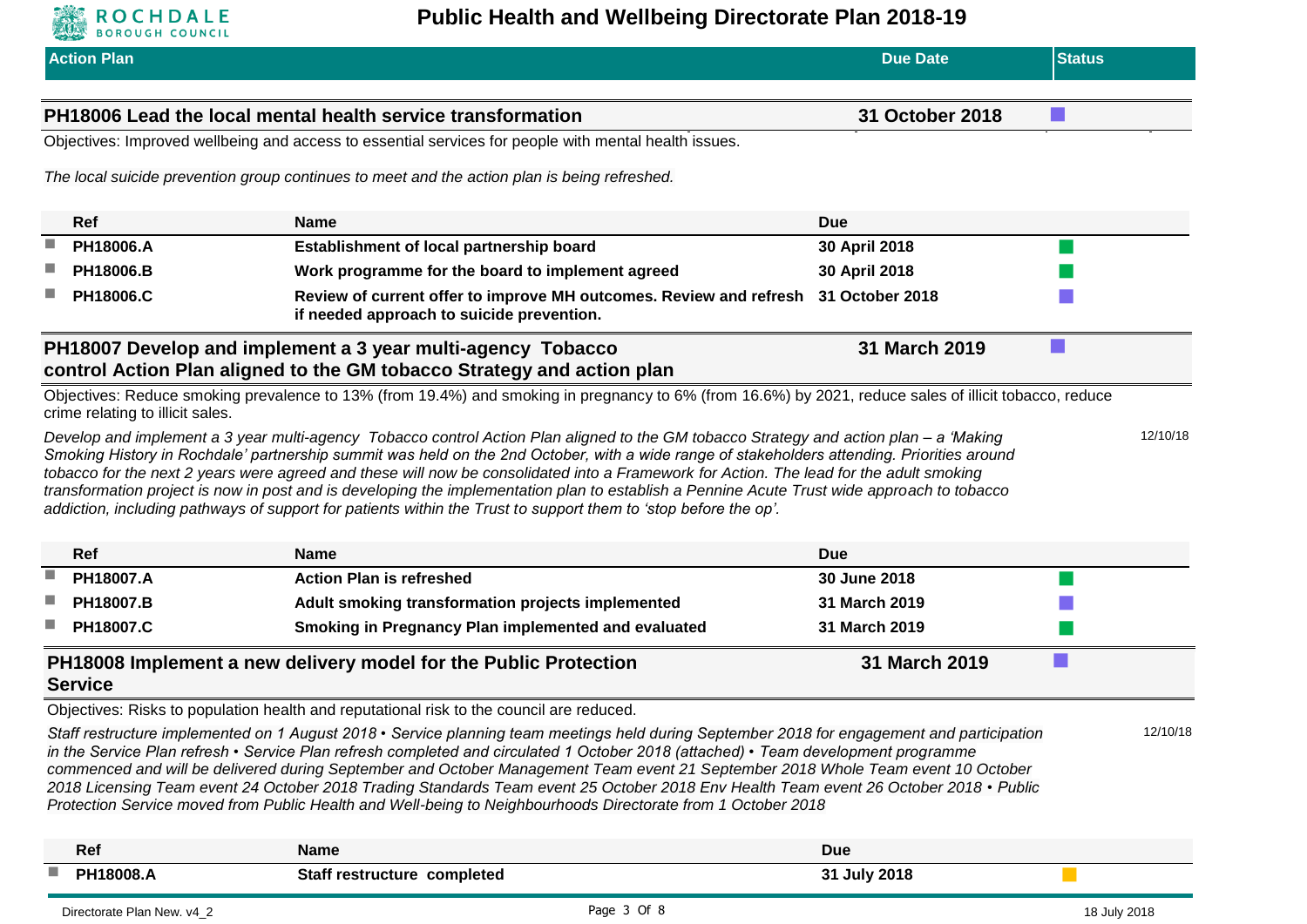| Action Plan | Due Date | Status |
|---|---|---|

## PH18006 Lead the local mental health service transformation — 31 October 2018

Objectives: Improved wellbeing and access to essential services for people with mental health issues.

*The local suicide prevention group continues to meet and the action plan is being refreshed.*

| Ref | Name | Due | Status |
|---|---|---|---|
| PH18006.A | Establishment of local partnership board | 30 April 2018 | ■ |
| PH18006.B | Work programme for the board to implement agreed | 30 April 2018 | ■ |
| PH18006.C | Review of current offer to improve MH outcomes. Review and refresh if needed approach to suicide prevention. | 31 October 2018 | ■ |

## PH18007 Develop and implement a 3 year multi-agency Tobacco control Action Plan aligned to the GM tobacco Strategy and action plan — 31 March 2019

Objectives: Reduce smoking prevalence to 13% (from 19.4%) and smoking in pregnancy to 6% (from 16.6%) by 2021, reduce sales of illicit tobacco, reduce crime relating to illicit sales.

*Develop and implement a 3 year multi-agency Tobacco control Action Plan aligned to the GM tobacco Strategy and action plan – a 'Making Smoking History in Rochdale' partnership summit was held on the 2nd October, with a wide range of stakeholders attending. Priorities around tobacco for the next 2 years were agreed and these will now be consolidated into a Framework for Action. The lead for the adult smoking transformation project is now in post and is developing the implementation plan to establish a Pennine Acute Trust wide approach to tobacco addiction, including pathways of support for patients within the Trust to support them to 'stop before the op'.* 12/10/18

| Ref | Name | Due | Status |
|---|---|---|---|
| PH18007.A | Action Plan is refreshed | 30 June 2018 | ■ |
| PH18007.B | Adult smoking transformation projects implemented | 31 March 2019 | ■ |
| PH18007.C | Smoking in Pregnancy Plan implemented and evaluated | 31 March 2019 | ■ |

## PH18008 Implement a new delivery model for the Public Protection Service — 31 March 2019

Objectives: Risks to population health and reputational risk to the council are reduced.

*Staff restructure implemented on 1 August 2018 • Service planning team meetings held during September 2018 for engagement and participation in the Service Plan refresh • Service Plan refresh completed and circulated 1 October 2018 (attached) • Team development programme commenced and will be delivered during September and October Management Team event 21 September 2018 Whole Team event 10 October 2018 Licensing Team event 24 October 2018 Trading Standards Team event 25 October 2018 Env Health Team event 26 October 2018 • Public Protection Service moved from Public Health and Well-being to Neighbourhoods Directorate from 1 October 2018* 12/10/18

| Ref | Name | Due | Status |
|---|---|---|---|
| PH18008.A | Staff restructure completed | 31 July 2018 | ■ |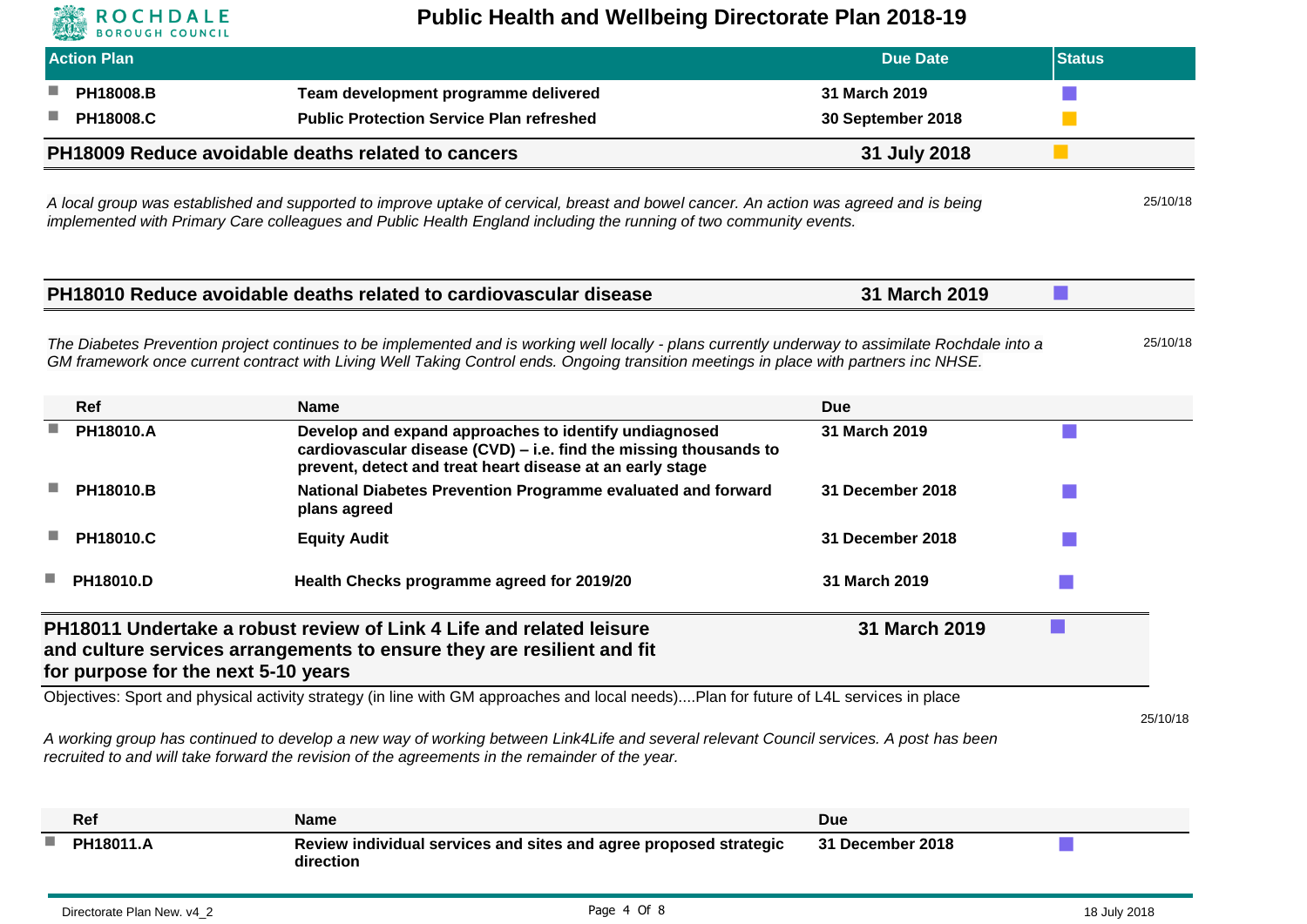| Action Plan | | Due Date | Status |
|---|---|---|---|
| PH18008.B | Team development programme delivered | 31 March 2019 | |
| PH18008.C | Public Protection Service Plan refreshed | 30 September 2018 | |

## PH18009 Reduce avoidable deaths related to cancers — 31 July 2018

*A local group was established and supported to improve uptake of cervical, breast and bowel cancer. An action was agreed and is being implemented with Primary Care colleagues and Public Health England including the running of two community events.*

25/10/18

## PH18010 Reduce avoidable deaths related to cardiovascular disease — 31 March 2019

*The Diabetes Prevention project continues to be implemented and is working well locally - plans currently underway to assimilate Rochdale into a GM framework once current contract with Living Well Taking Control ends. Ongoing transition meetings in place with partners inc NHSE.*

25/10/18

| Ref | Name | Due | |
|---|---|---|---|
| PH18010.A | Develop and expand approaches to identify undiagnosed cardiovascular disease (CVD) – i.e. find the missing thousands to prevent, detect and treat heart disease at an early stage | 31 March 2019 | |
| PH18010.B | National Diabetes Prevention Programme evaluated and forward plans agreed | 31 December 2018 | |
| PH18010.C | Equity Audit | 31 December 2018 | |
| PH18010.D | Health Checks programme agreed for 2019/20 | 31 March 2019 | |

## PH18011 Undertake a robust review of Link 4 Life and related leisure and culture services arrangements to ensure they are resilient and fit for purpose for the next 5-10 years — 31 March 2019

Objectives: Sport and physical activity strategy (in line with GM approaches and local needs)....Plan for future of L4L services in place

25/10/18

*A working group has continued to develop a new way of working between Link4Life and several relevant Council services. A post has been recruited to and will take forward the revision of the agreements in the remainder of the year.*

| Ref | Name | Due | |
|---|---|---|---|
| PH18011.A | Review individual services and sites and agree proposed strategic direction | 31 December 2018 | |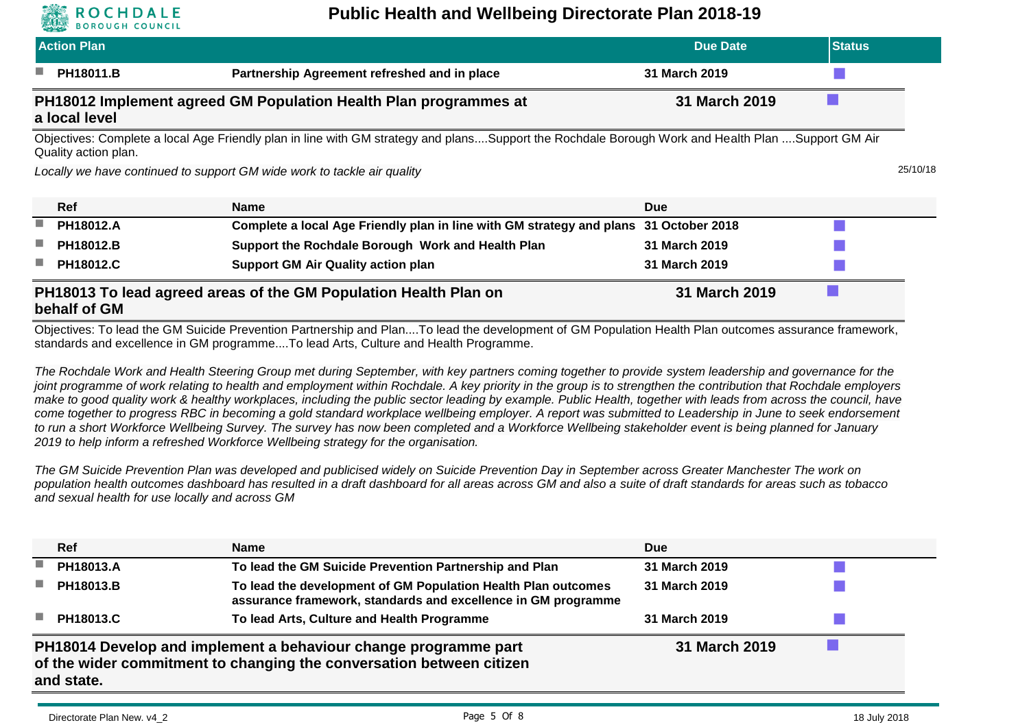| Action Plan | | Due Date | Status |
|---|---|---|---|
| PH18011.B | Partnership Agreement refreshed and in place | 31 March 2019 | |

## PH18012 Implement agreed GM Population Health Plan programmes at a local level

**31 March 2019**

Objectives: Complete a local Age Friendly plan in line with GM strategy and plans....Support the Rochdale Borough Work and Health Plan ....Support GM Air Quality action plan.

*Locally we have continued to support GM wide work to tackle air quality*

25/10/18

| Ref | Name | Due | |
|---|---|---|---|
| PH18012.A | Complete a local Age Friendly plan in line with GM strategy and plans | 31 October 2018 | |
| PH18012.B | Support the Rochdale Borough Work and Health Plan | 31 March 2019 | |
| PH18012.C | Support GM Air Quality action plan | 31 March 2019 | |

## PH18013 To lead agreed areas of the GM Population Health Plan on behalf of GM

**31 March 2019**

Objectives: To lead the GM Suicide Prevention Partnership and Plan....To lead the development of GM Population Health Plan outcomes assurance framework, standards and excellence in GM programme....To lead Arts, Culture and Health Programme.

*The Rochdale Work and Health Steering Group met during September, with key partners coming together to provide system leadership and governance for the joint programme of work relating to health and employment within Rochdale. A key priority in the group is to strengthen the contribution that Rochdale employers make to good quality work & healthy workplaces, including the public sector leading by example. Public Health, together with leads from across the council, have come together to progress RBC in becoming a gold standard workplace wellbeing employer. A report was submitted to Leadership in June to seek endorsement to run a short Workforce Wellbeing Survey. The survey has now been completed and a Workforce Wellbeing stakeholder event is being planned for January 2019 to help inform a refreshed Workforce Wellbeing strategy for the organisation.*

*The GM Suicide Prevention Plan was developed and publicised widely on Suicide Prevention Day in September across Greater Manchester The work on population health outcomes dashboard has resulted in a draft dashboard for all areas across GM and also a suite of draft standards for areas such as tobacco and sexual health for use locally and across GM*

| Ref | Name | Due | |
|---|---|---|---|
| PH18013.A | To lead the GM Suicide Prevention Partnership and Plan | 31 March 2019 | |
| PH18013.B | To lead the development of GM Population Health Plan outcomes assurance framework, standards and excellence in GM programme | 31 March 2019 | |
| PH18013.C | To lead Arts, Culture and Health Programme | 31 March 2019 | |

## PH18014 Develop and implement a behaviour change programme part of the wider commitment to changing the conversation between citizen and state.

**31 March 2019**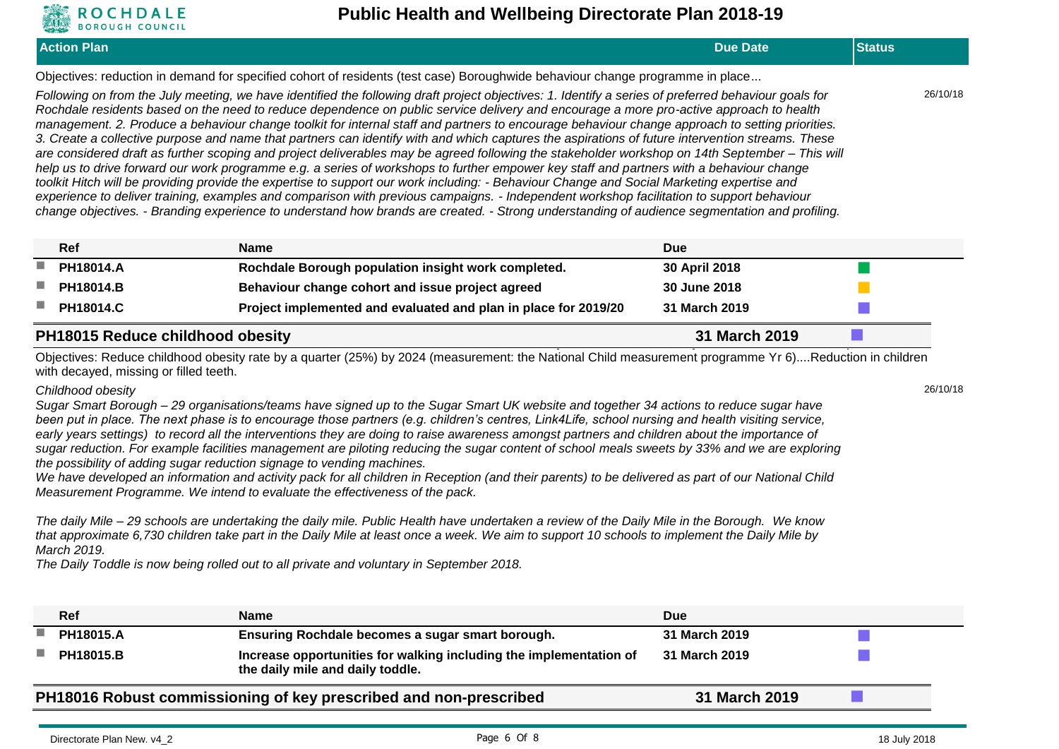| Action Plan | Due Date | Status |
|---|---|---|

Objectives: reduction in demand for specified cohort of residents (test case) Boroughwide behaviour change programme in place...

*Following on from the July meeting, we have identified the following draft project objectives: 1. Identify a series of preferred behaviour goals for Rochdale residents based on the need to reduce dependence on public service delivery and encourage a more pro-active approach to health management. 2. Produce a behaviour change toolkit for internal staff and partners to encourage behaviour change approach to setting priorities. 3. Create a collective purpose and name that partners can identify with and which captures the aspirations of future intervention streams. These are considered draft as further scoping and project deliverables may be agreed following the stakeholder workshop on 14th September – This will help us to drive forward our work programme e.g. a series of workshops to further empower key staff and partners with a behaviour change toolkit Hitch will be providing provide the expertise to support our work including: - Behaviour Change and Social Marketing expertise and experience to deliver training, examples and comparison with previous campaigns. - Independent workshop facilitation to support behaviour change objectives. - Branding experience to understand how brands are created. - Strong understanding of audience segmentation and profiling.*

26/10/18

| Ref | Name | Due | Status |
|---|---|---|---|
| PH18014.A | Rochdale Borough population insight work completed. | 30 April 2018 | Green |
| PH18014.B | Behaviour change cohort and issue project agreed | 30 June 2018 | Amber |
| PH18014.C | Project implemented and evaluated and plan in place for 2019/20 | 31 March 2019 | Purple |

## PH18015 Reduce childhood obesity — 31 March 2019

Objectives: Reduce childhood obesity rate by a quarter (25%) by 2024 (measurement: the National Child measurement programme Yr 6)....Reduction in children with decayed, missing or filled teeth.

*Childhood obesity*

*Sugar Smart Borough – 29 organisations/teams have signed up to the Sugar Smart UK website and together 34 actions to reduce sugar have been put in place. The next phase is to encourage those partners (e.g. children's centres, Link4Life, school nursing and health visiting service, early years settings) to record all the interventions they are doing to raise awareness amongst partners and children about the importance of sugar reduction. For example facilities management are piloting reducing the sugar content of school meals sweets by 33% and we are exploring the possibility of adding sugar reduction signage to vending machines.*

*We have developed an information and activity pack for all children in Reception (and their parents) to be delivered as part of our National Child Measurement Programme. We intend to evaluate the effectiveness of the pack.*

*The daily Mile – 29 schools are undertaking the daily mile. Public Health have undertaken a review of the Daily Mile in the Borough. We know that approximate 6,730 children take part in the Daily Mile at least once a week. We aim to support 10 schools to implement the Daily Mile by March 2019.*

*The Daily Toddle is now being rolled out to all private and voluntary in September 2018.*

26/10/18

| Ref | Name | Due | Status |
|---|---|---|---|
| PH18015.A | Ensuring Rochdale becomes a sugar smart borough. | 31 March 2019 | Purple |
| PH18015.B | Increase opportunities for walking including the implementation of the daily mile and daily toddle. | 31 March 2019 | Purple |

## PH18016 Robust commissioning of key prescribed and non-prescribed — 31 March 2019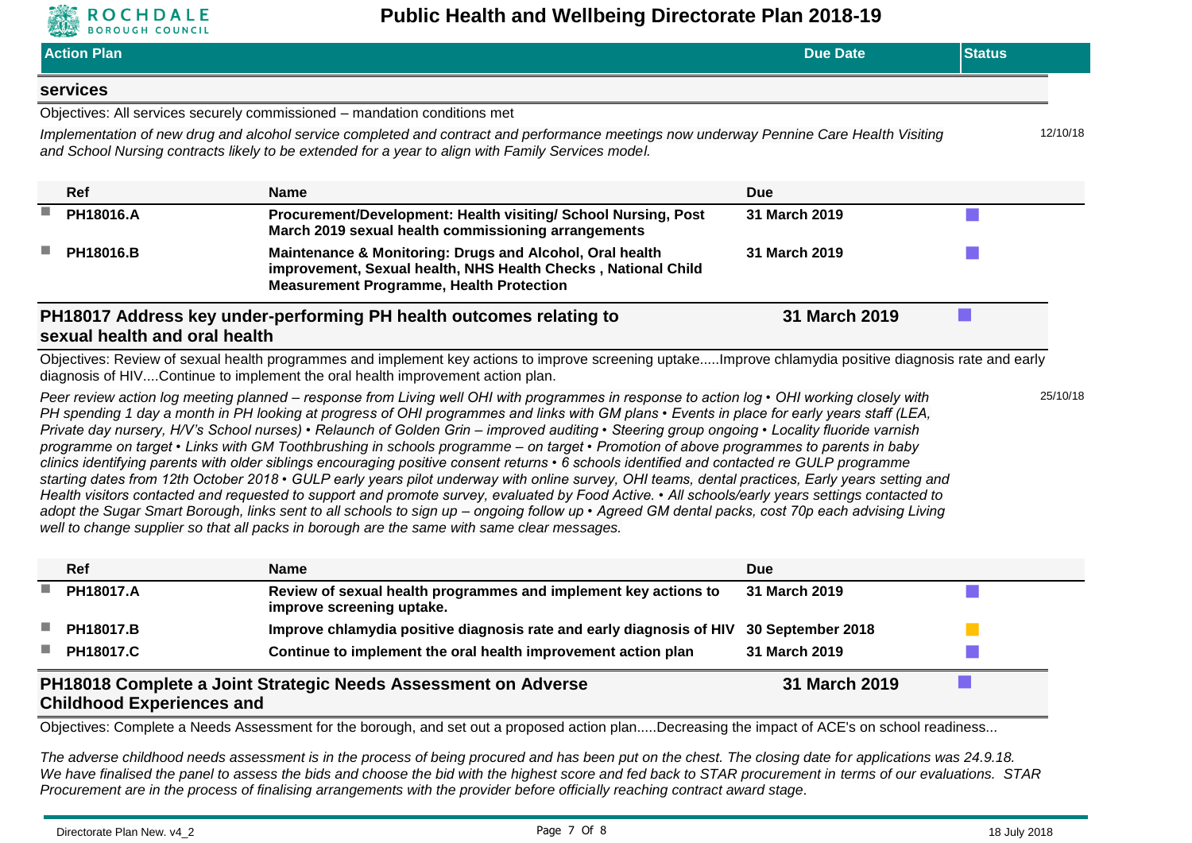| Action Plan | Due Date | Status |
|---|---|---|

## services

Objectives: All services securely commissioned – mandation conditions met

*Implementation of new drug and alcohol service completed and contract and performance meetings now underway Pennine Care Health Visiting and School Nursing contracts likely to be extended for a year to align with Family Services model.* 12/10/18

| Ref | Name | Due | |
|---|---|---|---|
| PH18016.A | **Procurement/Development: Health visiting/ School Nursing, Post March 2019 sexual health commissioning arrangements** | **31 March 2019** | ■ |
| PH18016.B | **Maintenance & Monitoring: Drugs and Alcohol, Oral health improvement, Sexual health, NHS Health Checks , National Child Measurement Programme, Health Protection** | **31 March 2019** | ■ |

## PH18017 Address key under-performing PH health outcomes relating to sexual health and oral health — 31 March 2019

Objectives: Review of sexual health programmes and implement key actions to improve screening uptake.....Improve chlamydia positive diagnosis rate and early diagnosis of HIV....Continue to implement the oral health improvement action plan.

*Peer review action log meeting planned – response from Living well OHI with programmes in response to action log • OHI working closely with PH spending 1 day a month in PH looking at progress of OHI programmes and links with GM plans • Events in place for early years staff (LEA, Private day nursery, H/V's School nurses) • Relaunch of Golden Grin – improved auditing • Steering group ongoing • Locality fluoride varnish programme on target • Links with GM Toothbrushing in schools programme – on target • Promotion of above programmes to parents in baby clinics identifying parents with older siblings encouraging positive consent returns • 6 schools identified and contacted re GULP programme starting dates from 12th October 2018 • GULP early years pilot underway with online survey, OHI teams, dental practices, Early years setting and Health visitors contacted and requested to support and promote survey, evaluated by Food Active. • All schools/early years settings contacted to adopt the Sugar Smart Borough, links sent to all schools to sign up – ongoing follow up • Agreed GM dental packs, cost 70p each advising Living well to change supplier so that all packs in borough are the same with same clear messages.* 25/10/18

| Ref | Name | Due | |
|---|---|---|---|
| PH18017.A | **Review of sexual health programmes and implement key actions to improve screening uptake.** | **31 March 2019** | ■ |
| PH18017.B | **Improve chlamydia positive diagnosis rate and early diagnosis of HIV** | **30 September 2018** | ■ |
| PH18017.C | **Continue to implement the oral health improvement action plan** | **31 March 2019** | ■ |

## PH18018 Complete a Joint Strategic Needs Assessment on Adverse Childhood Experiences and — 31 March 2019

Objectives: Complete a Needs Assessment for the borough, and set out a proposed action plan.....Decreasing the impact of ACE's on school readiness...

*The adverse childhood needs assessment is in the process of being procured and has been put on the chest. The closing date for applications was 24.9.18. We have finalised the panel to assess the bids and choose the bid with the highest score and fed back to STAR procurement in terms of our evaluations. STAR Procurement are in the process of finalising arrangements with the provider before officially reaching contract award stage.*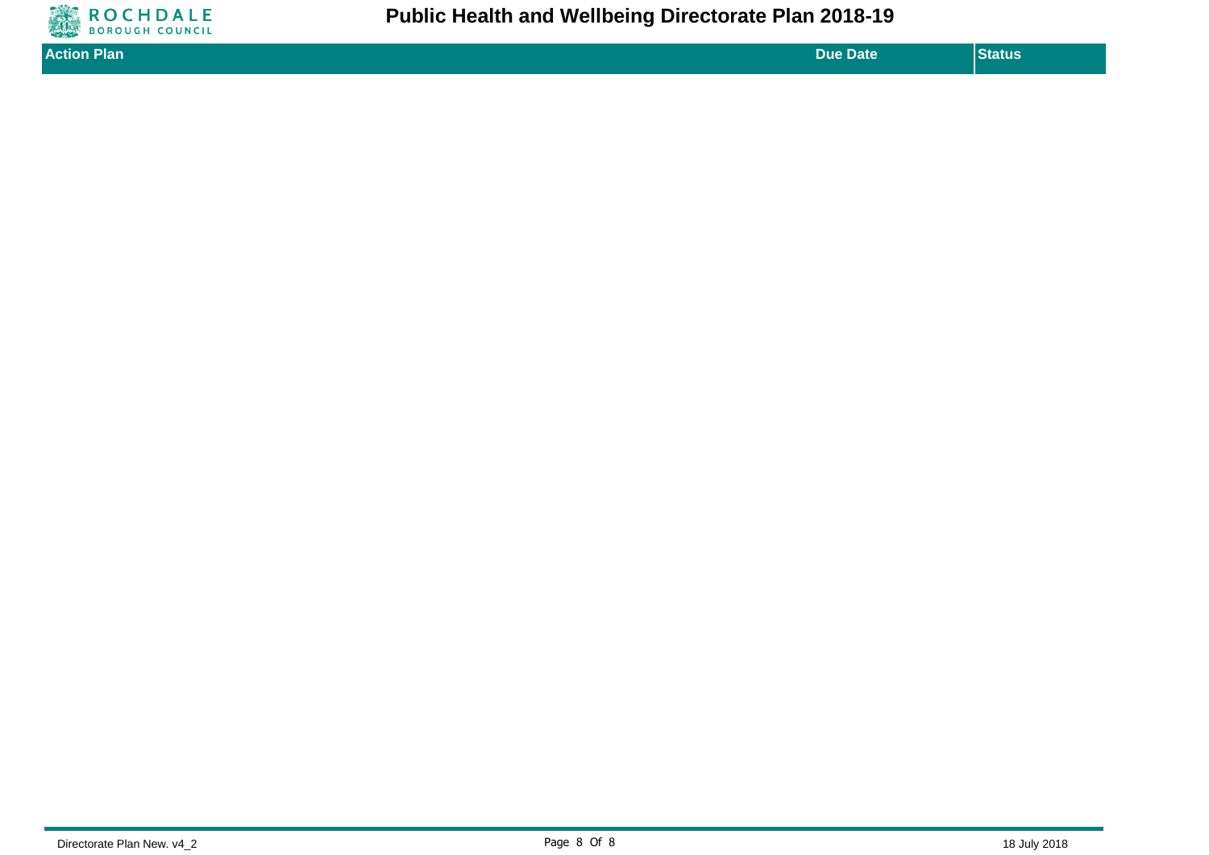| Action Plan | Due Date | Status |
| --- | --- | --- |